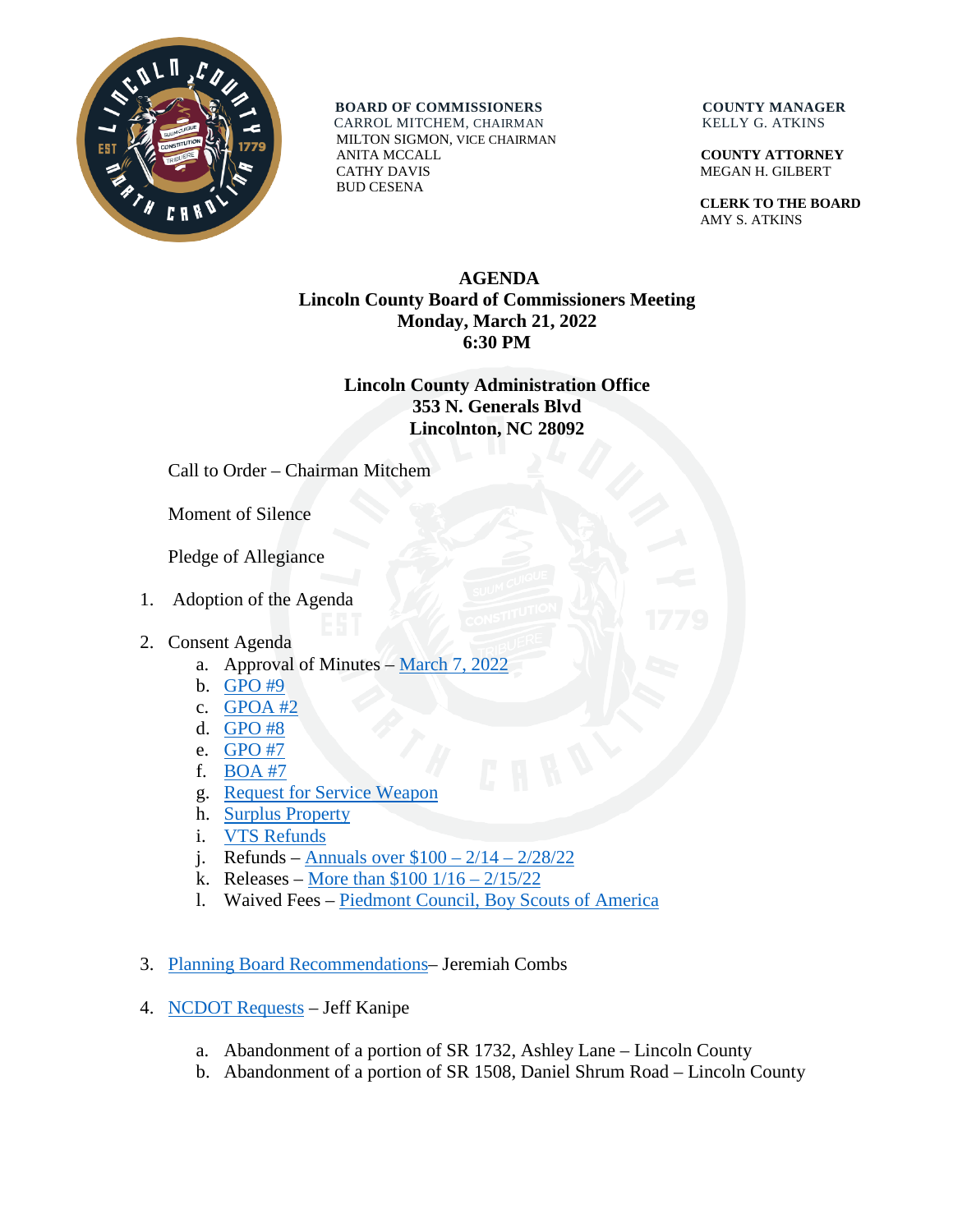**BOARD OF COMMISSIONERS**
CARROL MITCHEM, CHAIRMAN
MILTON SIGMON, VICE CHAIRMAN
ANITA MCCALL
CATHY DAVIS
BUD CESENA

**COUNTY MANAGER**
KELLY G. ATKINS

**COUNTY ATTORNEY**
MEGAN H. GILBERT

**CLERK TO THE BOARD**
AMY S. ATKINS

# AGENDA
## Lincoln County Board of Commissioners Meeting
## Monday, March 21, 2022
## 6:30 PM

**Lincoln County Administration Office**
**353 N. Generals Blvd**
**Lincolnton, NC 28092**

Call to Order – Chairman Mitchem

Moment of Silence

Pledge of Allegiance

1. Adoption of the Agenda

2. Consent Agenda
   a. Approval of Minutes – March 7, 2022
   b. GPO #9
   c. GPOA #2
   d. GPO #8
   e. GPO #7
   f. BOA #7
   g. Request for Service Weapon
   h. Surplus Property
   i. VTS Refunds
   j. Refunds – Annuals over $100 – 2/14 – 2/28/22
   k. Releases – More than $100 1/16 – 2/15/22
   l. Waived Fees – Piedmont Council, Boy Scouts of America

3. Planning Board Recommendations– Jeremiah Combs

4. NCDOT Requests – Jeff Kanipe

   a. Abandonment of a portion of SR 1732, Ashley Lane – Lincoln County
   b. Abandonment of a portion of SR 1508, Daniel Shrum Road – Lincoln County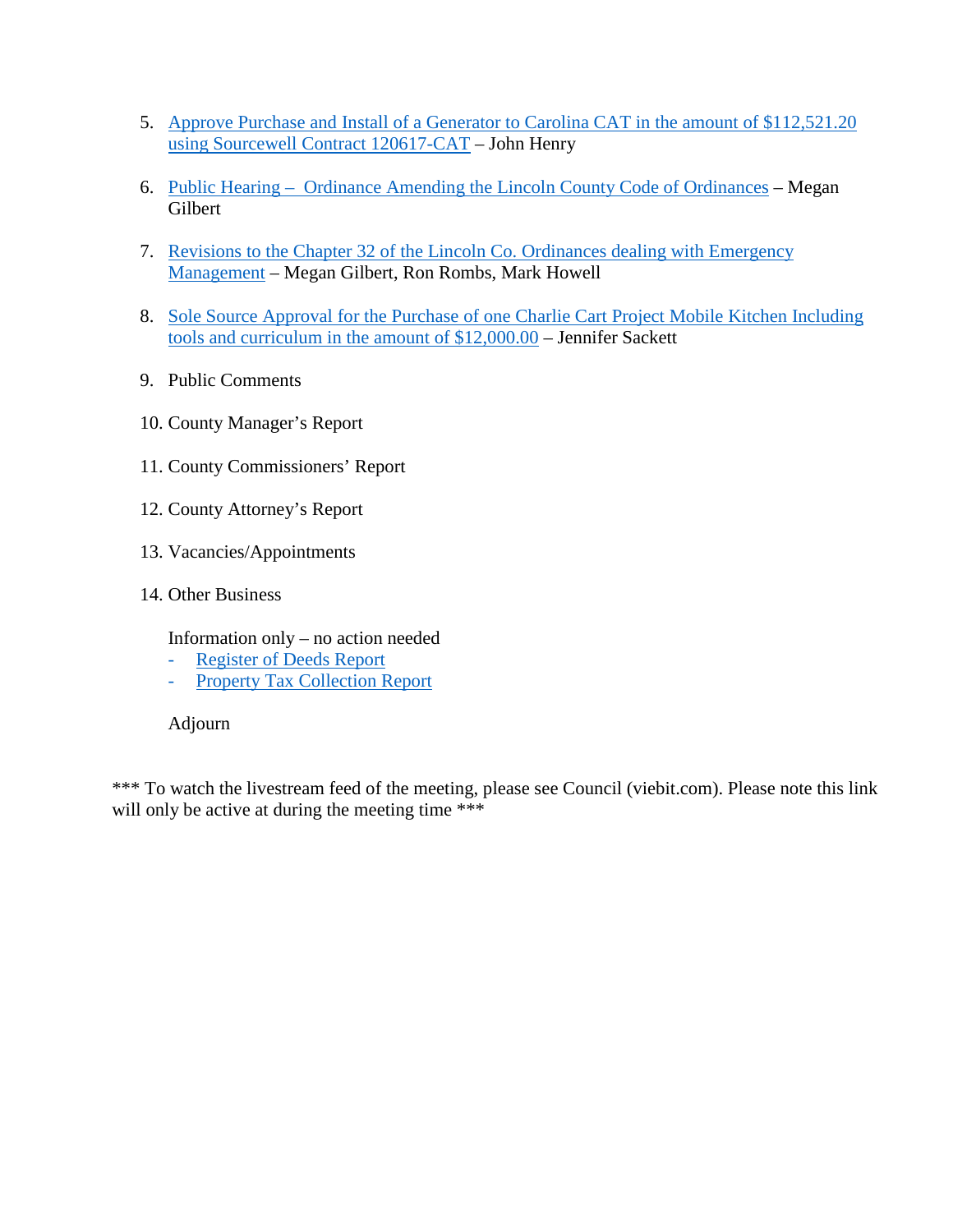5. Approve Purchase and Install of a Generator to Carolina CAT in the amount of $112,521.20 using Sourcewell Contract 120617-CAT – John Henry

6. Public Hearing – Ordinance Amending the Lincoln County Code of Ordinances – Megan Gilbert

7. Revisions to the Chapter 32 of the Lincoln Co. Ordinances dealing with Emergency Management – Megan Gilbert, Ron Rombs, Mark Howell

8. Sole Source Approval for the Purchase of one Charlie Cart Project Mobile Kitchen Including tools and curriculum in the amount of $12,000.00 – Jennifer Sackett

9. Public Comments

10. County Manager's Report

11. County Commissioners' Report

12. County Attorney's Report

13. Vacancies/Appointments

14. Other Business

    Information only – no action needed
    - Register of Deeds Report
    - Property Tax Collection Report

    Adjourn

*** To watch the livestream feed of the meeting, please see Council (viebit.com). Please note this link will only be active at during the meeting time ***